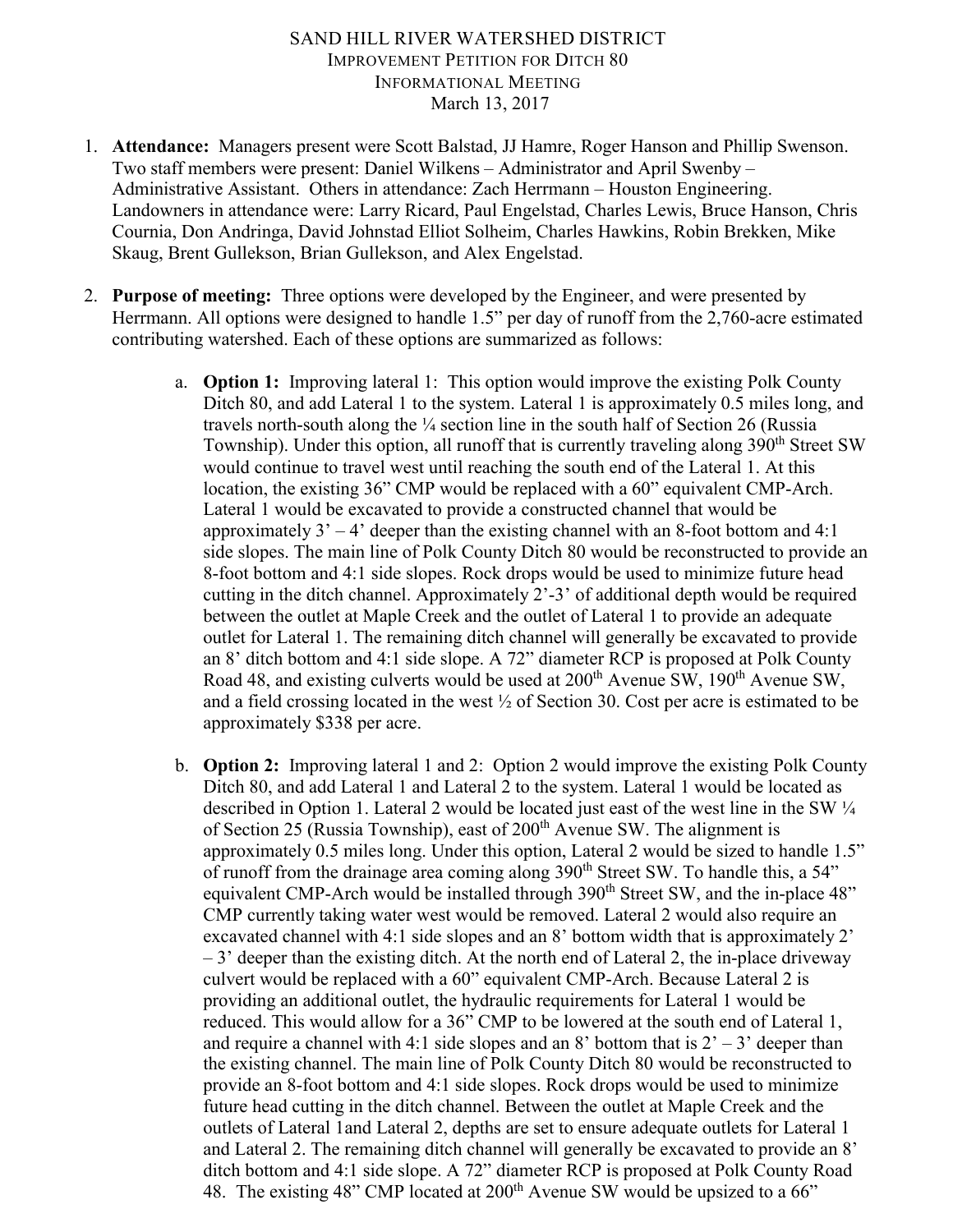# SAND HILL RIVER WATERSHED DISTRICT

## IMPROVEMENT PETITION FOR DITCH 80

## INFORMATIONAL MEETING

March 13, 2017

1. **Attendance:** Managers present were Scott Balstad, JJ Hamre, Roger Hanson and Phillip Swenson. Two staff members were present: Daniel Wilkens – Administrator and April Swenby – Administrative Assistant. Others in attendance: Zach Herrmann – Houston Engineering. Landowners in attendance were: Larry Ricard, Paul Engelstad, Charles Lewis, Bruce Hanson, Chris Cournia, Don Andringa, David Johnstad Elliot Solheim, Charles Hawkins, Robin Brekken, Mike Skaug, Brent Gullekson, Brian Gullekson, and Alex Engelstad.

2. **Purpose of meeting:** Three options were developed by the Engineer, and were presented by Herrmann. All options were designed to handle 1.5" per day of runoff from the 2,760-acre estimated contributing watershed. Each of these options are summarized as follows:

   a. **Option 1:** Improving lateral 1: This option would improve the existing Polk County Ditch 80, and add Lateral 1 to the system. Lateral 1 is approximately 0.5 miles long, and travels north-south along the ¼ section line in the south half of Section 26 (Russia Township). Under this option, all runoff that is currently traveling along 390th Street SW would continue to travel west until reaching the south end of the Lateral 1. At this location, the existing 36" CMP would be replaced with a 60" equivalent CMP-Arch. Lateral 1 would be excavated to provide a constructed channel that would be approximately 3' – 4' deeper than the existing channel with an 8-foot bottom and 4:1 side slopes. The main line of Polk County Ditch 80 would be reconstructed to provide an 8-foot bottom and 4:1 side slopes. Rock drops would be used to minimize future head cutting in the ditch channel. Approximately 2'-3' of additional depth would be required between the outlet at Maple Creek and the outlet of Lateral 1 to provide an adequate outlet for Lateral 1. The remaining ditch channel will generally be excavated to provide an 8' ditch bottom and 4:1 side slope. A 72" diameter RCP is proposed at Polk County Road 48, and existing culverts would be used at 200th Avenue SW, 190th Avenue SW, and a field crossing located in the west ½ of Section 30. Cost per acre is estimated to be approximately $338 per acre.

   b. **Option 2:** Improving lateral 1 and 2: Option 2 would improve the existing Polk County Ditch 80, and add Lateral 1 and Lateral 2 to the system. Lateral 1 would be located as described in Option 1. Lateral 2 would be located just east of the west line in the SW ¼ of Section 25 (Russia Township), east of 200th Avenue SW. The alignment is approximately 0.5 miles long. Under this option, Lateral 2 would be sized to handle 1.5" of runoff from the drainage area coming along 390th Street SW. To handle this, a 54" equivalent CMP-Arch would be installed through 390th Street SW, and the in-place 48" CMP currently taking water west would be removed. Lateral 2 would also require an excavated channel with 4:1 side slopes and an 8' bottom width that is approximately 2' – 3' deeper than the existing ditch. At the north end of Lateral 2, the in-place driveway culvert would be replaced with a 60" equivalent CMP-Arch. Because Lateral 2 is providing an additional outlet, the hydraulic requirements for Lateral 1 would be reduced. This would allow for a 36" CMP to be lowered at the south end of Lateral 1, and require a channel with 4:1 side slopes and an 8' bottom that is 2' – 3' deeper than the existing channel. The main line of Polk County Ditch 80 would be reconstructed to provide an 8-foot bottom and 4:1 side slopes. Rock drops would be used to minimize future head cutting in the ditch channel. Between the outlet at Maple Creek and the outlets of Lateral 1and Lateral 2, depths are set to ensure adequate outlets for Lateral 1 and Lateral 2. The remaining ditch channel will generally be excavated to provide an 8' ditch bottom and 4:1 side slope. A 72" diameter RCP is proposed at Polk County Road 48. The existing 48" CMP located at 200th Avenue SW would be upsized to a 66"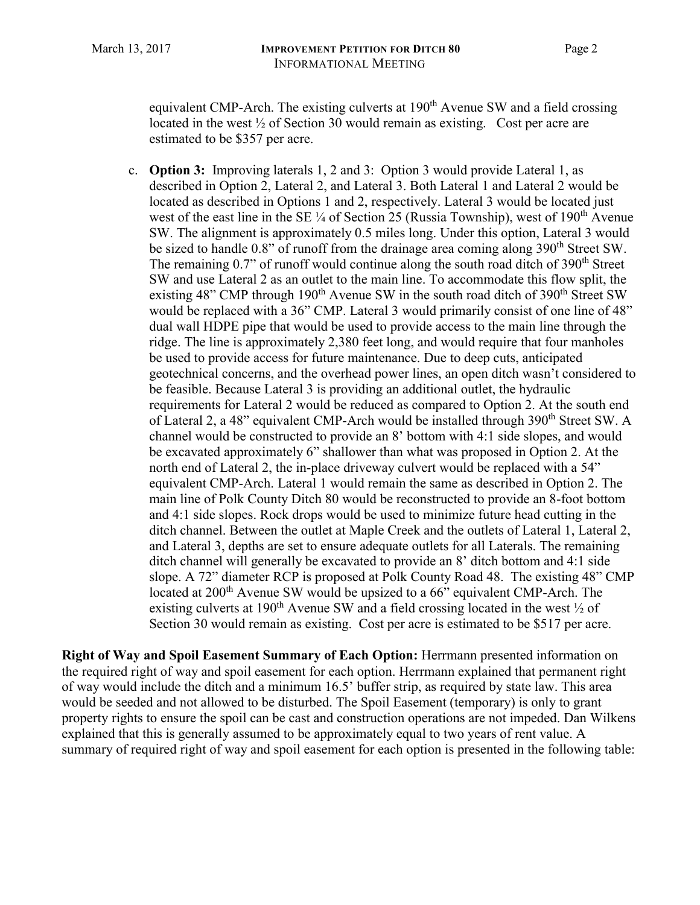equivalent CMP-Arch. The existing culverts at 190th Avenue SW and a field crossing located in the west ½ of Section 30 would remain as existing. Cost per acre are estimated to be $357 per acre.

c. **Option 3:** Improving laterals 1, 2 and 3: Option 3 would provide Lateral 1, as described in Option 2, Lateral 2, and Lateral 3. Both Lateral 1 and Lateral 2 would be located as described in Options 1 and 2, respectively. Lateral 3 would be located just west of the east line in the SE ¼ of Section 25 (Russia Township), west of 190th Avenue SW. The alignment is approximately 0.5 miles long. Under this option, Lateral 3 would be sized to handle 0.8" of runoff from the drainage area coming along 390th Street SW. The remaining 0.7" of runoff would continue along the south road ditch of 390th Street SW and use Lateral 2 as an outlet to the main line. To accommodate this flow split, the existing 48" CMP through 190th Avenue SW in the south road ditch of 390th Street SW would be replaced with a 36" CMP. Lateral 3 would primarily consist of one line of 48" dual wall HDPE pipe that would be used to provide access to the main line through the ridge. The line is approximately 2,380 feet long, and would require that four manholes be used to provide access for future maintenance. Due to deep cuts, anticipated geotechnical concerns, and the overhead power lines, an open ditch wasn't considered to be feasible. Because Lateral 3 is providing an additional outlet, the hydraulic requirements for Lateral 2 would be reduced as compared to Option 2. At the south end of Lateral 2, a 48" equivalent CMP-Arch would be installed through 390th Street SW. A channel would be constructed to provide an 8' bottom with 4:1 side slopes, and would be excavated approximately 6" shallower than what was proposed in Option 2. At the north end of Lateral 2, the in-place driveway culvert would be replaced with a 54" equivalent CMP-Arch. Lateral 1 would remain the same as described in Option 2. The main line of Polk County Ditch 80 would be reconstructed to provide an 8-foot bottom and 4:1 side slopes. Rock drops would be used to minimize future head cutting in the ditch channel. Between the outlet at Maple Creek and the outlets of Lateral 1, Lateral 2, and Lateral 3, depths are set to ensure adequate outlets for all Laterals. The remaining ditch channel will generally be excavated to provide an 8' ditch bottom and 4:1 side slope. A 72" diameter RCP is proposed at Polk County Road 48. The existing 48" CMP located at 200th Avenue SW would be upsized to a 66" equivalent CMP-Arch. The existing culverts at 190th Avenue SW and a field crossing located in the west ½ of Section 30 would remain as existing. Cost per acre is estimated to be $517 per acre.

**Right of Way and Spoil Easement Summary of Each Option:** Herrmann presented information on the required right of way and spoil easement for each option. Herrmann explained that permanent right of way would include the ditch and a minimum 16.5' buffer strip, as required by state law. This area would be seeded and not allowed to be disturbed. The Spoil Easement (temporary) is only to grant property rights to ensure the spoil can be cast and construction operations are not impeded. Dan Wilkens explained that this is generally assumed to be approximately equal to two years of rent value. A summary of required right of way and spoil easement for each option is presented in the following table: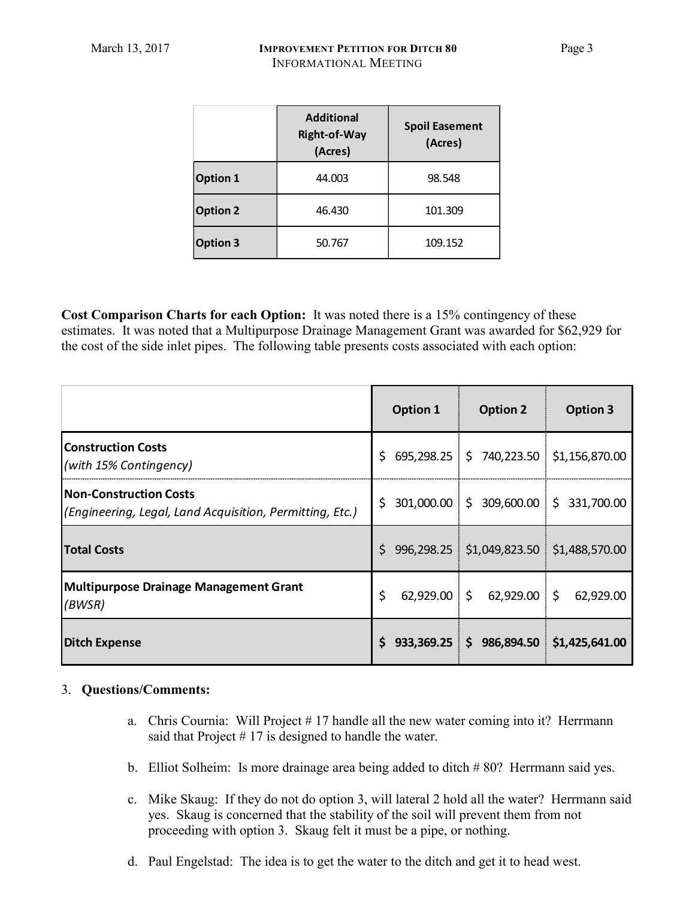| | Additional Right-of-Way (Acres) | Spoil Easement (Acres) |
|---|---|---|
| **Option 1** | 44.003 | 98.548 |
| **Option 2** | 46.430 | 101.309 |
| **Option 3** | 50.767 | 109.152 |

**Cost Comparison Charts for each Option:** It was noted there is a 15% contingency of these estimates. It was noted that a Multipurpose Drainage Management Grant was awarded for $62,929 for the cost of the side inlet pipes. The following table presents costs associated with each option:

| | Option 1 | Option 2 | Option 3 |
|---|---|---|---|
| **Construction Costs** *(with 15% Contingency)* | $ 695,298.25 | $ 740,223.50 | $1,156,870.00 |
| **Non-Construction Costs** *(Engineering, Legal, Land Acquisition, Permitting, Etc.)* | $ 301,000.00 | $ 309,600.00 | $ 331,700.00 |
| **Total Costs** | $ 996,298.25 | $1,049,823.50 | $1,488,570.00 |
| **Multipurpose Drainage Management Grant** *(BWSR)* | $ 62,929.00 | $ 62,929.00 | $ 62,929.00 |
| **Ditch Expense** | **$ 933,369.25** | **$ 986,894.50** | **$1,425,641.00** |

3. **Questions/Comments:**

   a. Chris Cournia: Will Project # 17 handle all the new water coming into it? Herrmann said that Project # 17 is designed to handle the water.

   b. Elliot Solheim: Is more drainage area being added to ditch # 80? Herrmann said yes.

   c. Mike Skaug: If they do not do option 3, will lateral 2 hold all the water? Herrmann said yes. Skaug is concerned that the stability of the soil will prevent them from not proceeding with option 3. Skaug felt it must be a pipe, or nothing.

   d. Paul Engelstad: The idea is to get the water to the ditch and get it to head west.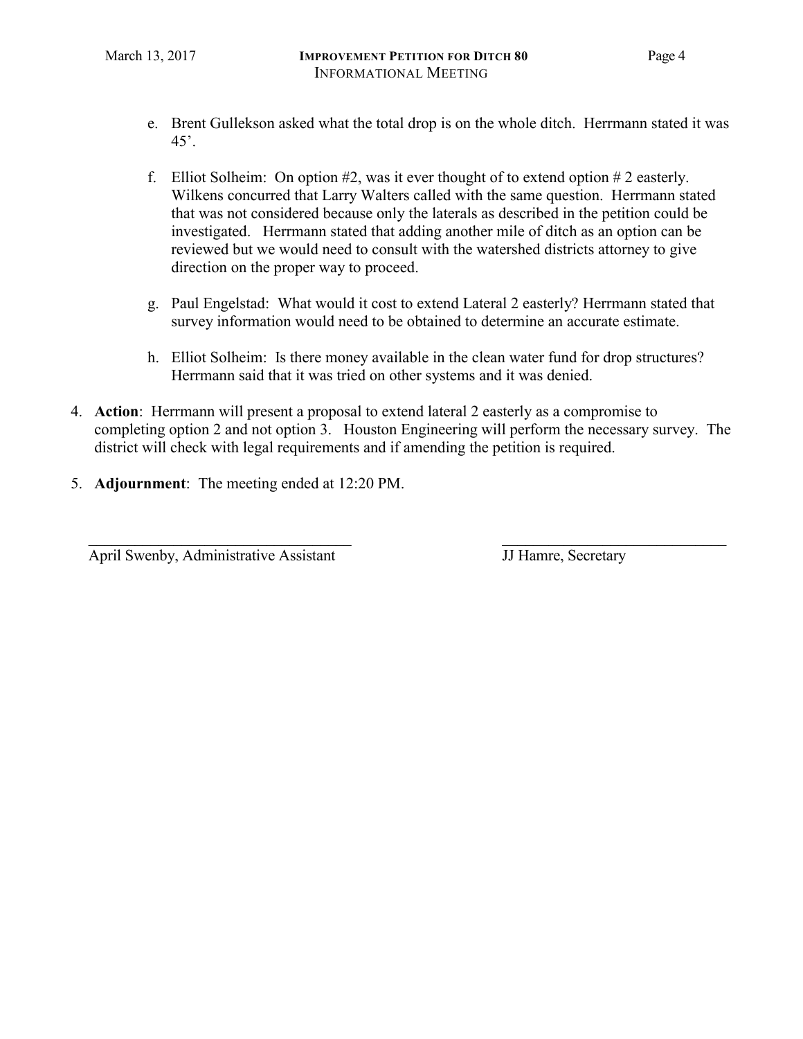e. Brent Gullekson asked what the total drop is on the whole ditch. Herrmann stated it was 45'.

f. Elliot Solheim: On option #2, was it ever thought of to extend option # 2 easterly. Wilkens concurred that Larry Walters called with the same question. Herrmann stated that was not considered because only the laterals as described in the petition could be investigated. Herrmann stated that adding another mile of ditch as an option can be reviewed but we would need to consult with the watershed districts attorney to give direction on the proper way to proceed.

g. Paul Engelstad: What would it cost to extend Lateral 2 easterly? Herrmann stated that survey information would need to be obtained to determine an accurate estimate.

h. Elliot Solheim: Is there money available in the clean water fund for drop structures? Herrmann said that it was tried on other systems and it was denied.

4. **Action**: Herrmann will present a proposal to extend lateral 2 easterly as a compromise to completing option 2 and not option 3. Houston Engineering will perform the necessary survey. The district will check with legal requirements and if amending the petition is required.

5. **Adjournment**: The meeting ended at 12:20 PM.

\_\_\_\_\_\_\_\_\_\_\_\_\_\_\_\_\_\_\_\_\_\_\_\_\_\_\_\_\_\_\_\_\_\_\_
April Swenby, Administrative Assistant

\_\_\_\_\_\_\_\_\_\_\_\_\_\_\_\_\_\_\_\_\_\_\_\_\_\_\_\_\_\_\_\_\_\_\_
JJ Hamre, Secretary